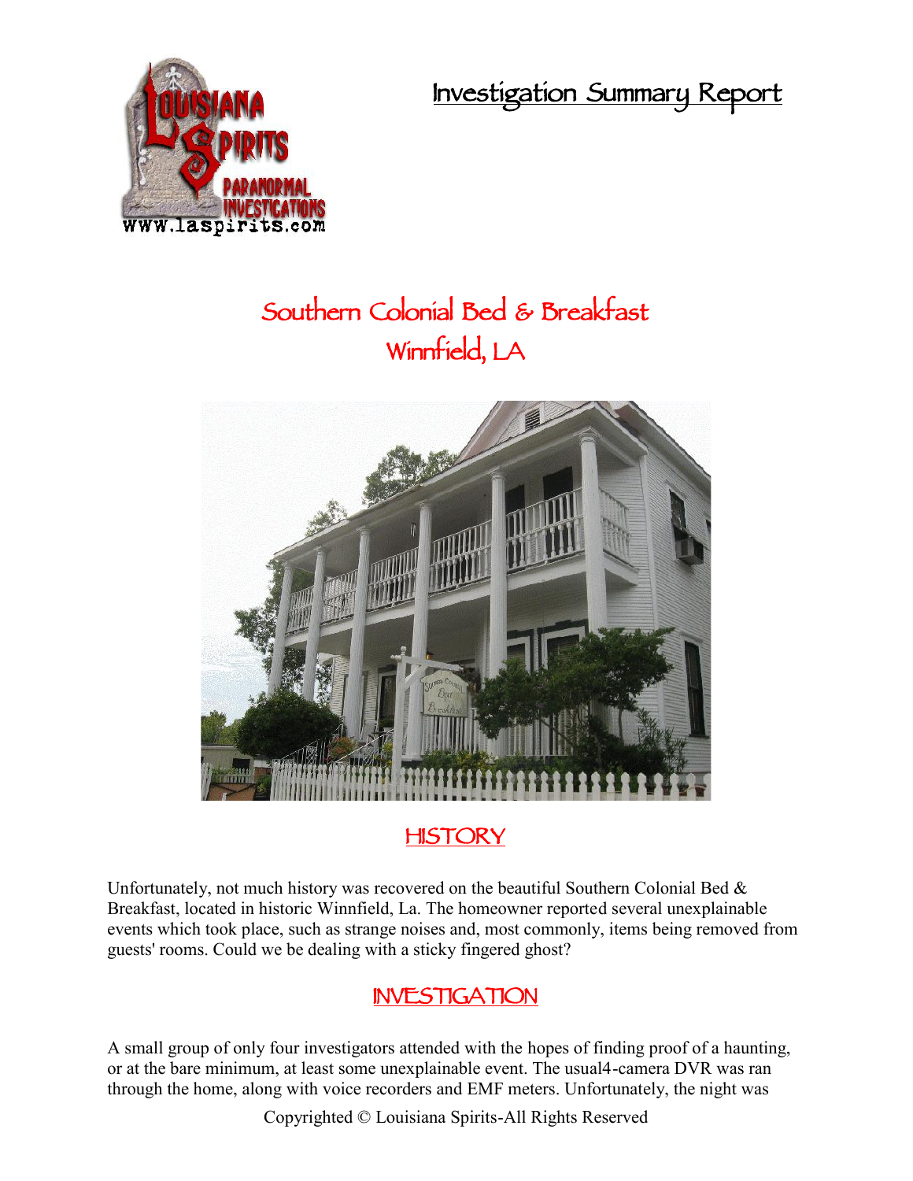# Investigation Summary Report

## Southern Colonial Bed & Breakfast
## Winnfield, LA

## HISTORY

Unfortunately, not much history was recovered on the beautiful Southern Colonial Bed & Breakfast, located in historic Winnfield, La. The homeowner reported several unexplainable events which took place, such as strange noises and, most commonly, items being removed from guests' rooms. Could we be dealing with a sticky fingered ghost?

## INVESTIGATION

A small group of only four investigators attended with the hopes of finding proof of a haunting, or at the bare minimum, at least some unexplainable event. The usual4-camera DVR was ran through the home, along with voice recorders and EMF meters. Unfortunately, the night was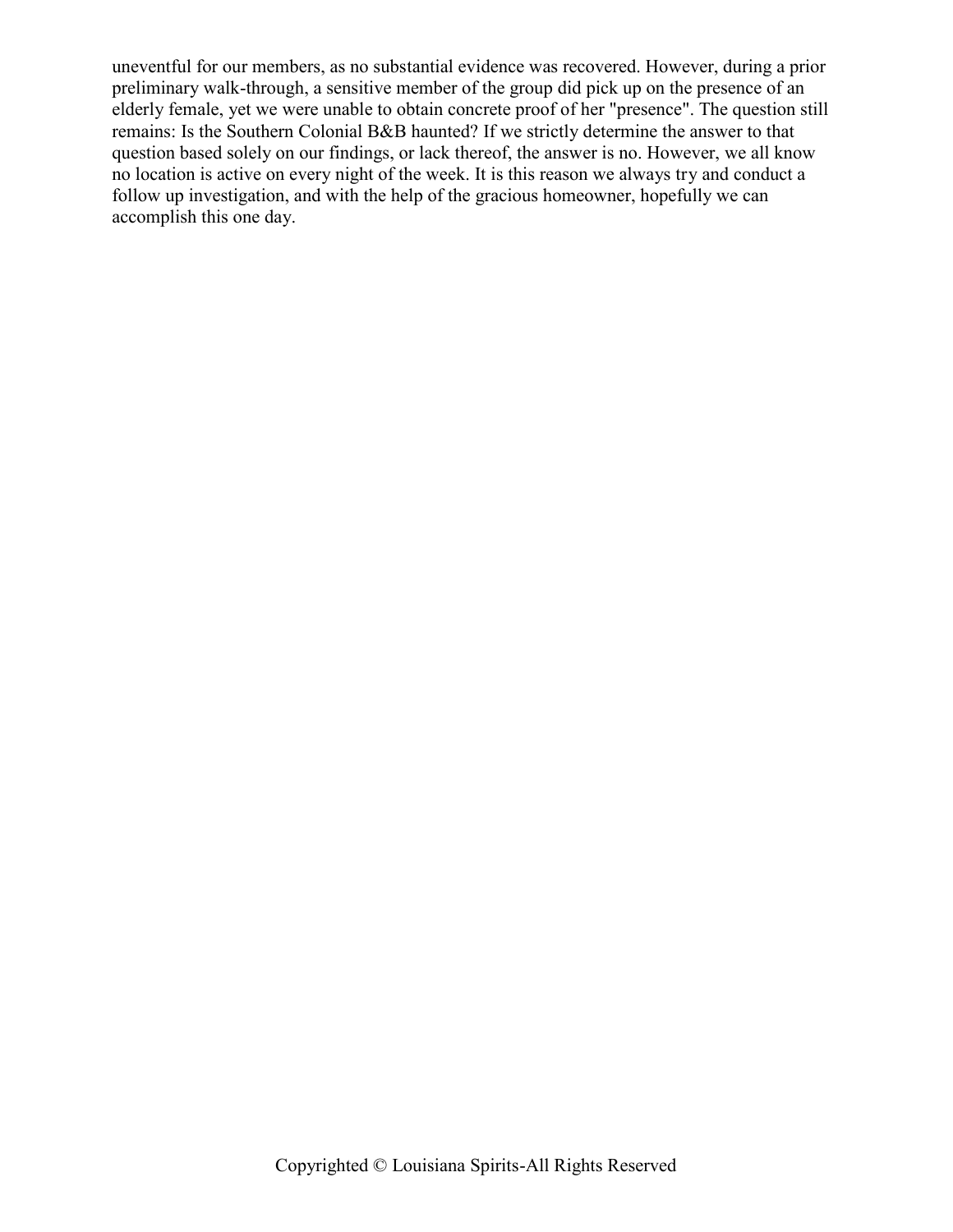uneventful for our members, as no substantial evidence was recovered. However, during a prior preliminary walk-through, a sensitive member of the group did pick up on the presence of an elderly female, yet we were unable to obtain concrete proof of her "presence". The question still remains: Is the Southern Colonial B&B haunted? If we strictly determine the answer to that question based solely on our findings, or lack thereof, the answer is no. However, we all know no location is active on every night of the week. It is this reason we always try and conduct a follow up investigation, and with the help of the gracious homeowner, hopefully we can accomplish this one day.

Copyrighted © Louisiana Spirits-All Rights Reserved